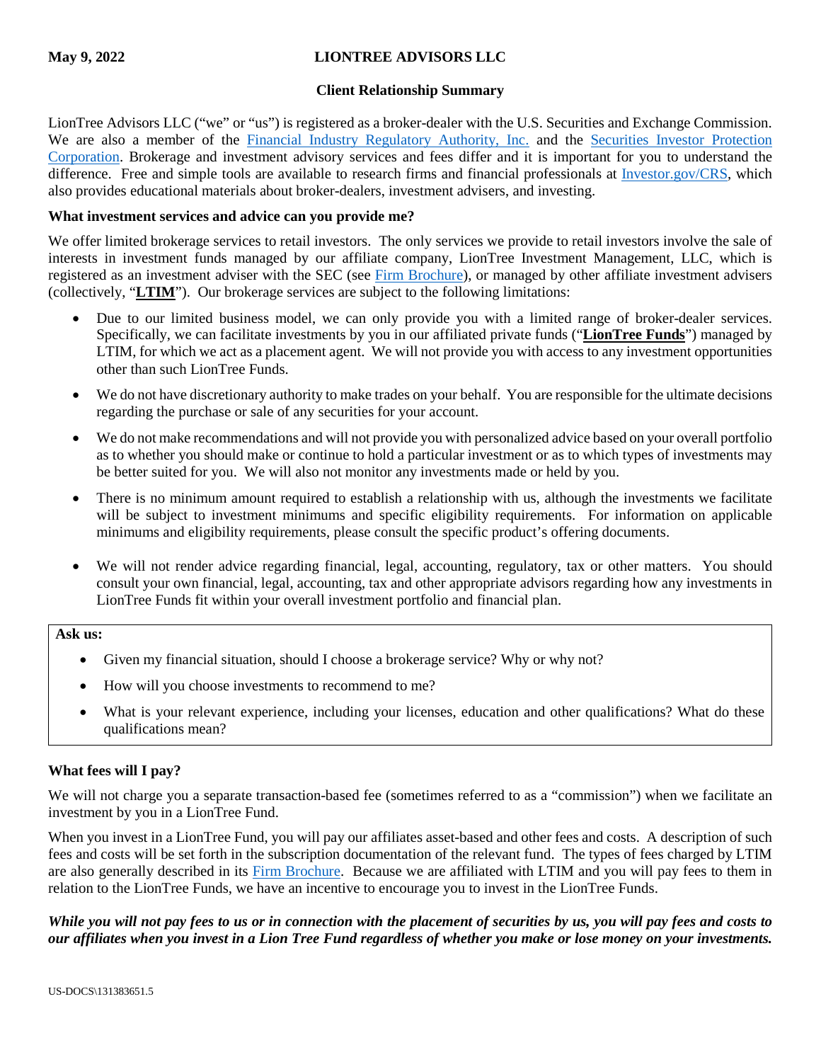**May 9, 2022** **LIONTREE ADVISORS LLC**

# Client Relationship Summary

LionTree Advisors LLC ("we" or "us") is registered as a broker-dealer with the U.S. Securities and Exchange Commission. We are also a member of the Financial Industry Regulatory Authority, Inc. and the Securities Investor Protection Corporation. Brokerage and investment advisory services and fees differ and it is important for you to understand the difference. Free and simple tools are available to research firms and financial professionals at Investor.gov/CRS, which also provides educational materials about broker-dealers, investment advisers, and investing.

## What investment services and advice can you provide me?

We offer limited brokerage services to retail investors. The only services we provide to retail investors involve the sale of interests in investment funds managed by our affiliate company, LionTree Investment Management, LLC, which is registered as an investment adviser with the SEC (see Firm Brochure), or managed by other affiliate investment advisers (collectively, "**LTIM**"). Our brokerage services are subject to the following limitations:

- Due to our limited business model, we can only provide you with a limited range of broker-dealer services. Specifically, we can facilitate investments by you in our affiliated private funds ("**LionTree Funds**") managed by LTIM, for which we act as a placement agent. We will not provide you with access to any investment opportunities other than such LionTree Funds.
- We do not have discretionary authority to make trades on your behalf. You are responsible for the ultimate decisions regarding the purchase or sale of any securities for your account.
- We do not make recommendations and will not provide you with personalized advice based on your overall portfolio as to whether you should make or continue to hold a particular investment or as to which types of investments may be better suited for you. We will also not monitor any investments made or held by you.
- There is no minimum amount required to establish a relationship with us, although the investments we facilitate will be subject to investment minimums and specific eligibility requirements. For information on applicable minimums and eligibility requirements, please consult the specific product's offering documents.
- We will not render advice regarding financial, legal, accounting, regulatory, tax or other matters. You should consult your own financial, legal, accounting, tax and other appropriate advisors regarding how any investments in LionTree Funds fit within your overall investment portfolio and financial plan.

**Ask us:**

- Given my financial situation, should I choose a brokerage service? Why or why not?
- How will you choose investments to recommend to me?
- What is your relevant experience, including your licenses, education and other qualifications? What do these qualifications mean?

## What fees will I pay?

We will not charge you a separate transaction-based fee (sometimes referred to as a "commission") when we facilitate an investment by you in a LionTree Fund.

When you invest in a LionTree Fund, you will pay our affiliates asset-based and other fees and costs. A description of such fees and costs will be set forth in the subscription documentation of the relevant fund. The types of fees charged by LTIM are also generally described in its Firm Brochure. Because we are affiliated with LTIM and you will pay fees to them in relation to the LionTree Funds, we have an incentive to encourage you to invest in the LionTree Funds.

***While you will not pay fees to us or in connection with the placement of securities by us, you will pay fees and costs to our affiliates when you invest in a Lion Tree Fund regardless of whether you make or lose money on your investments.***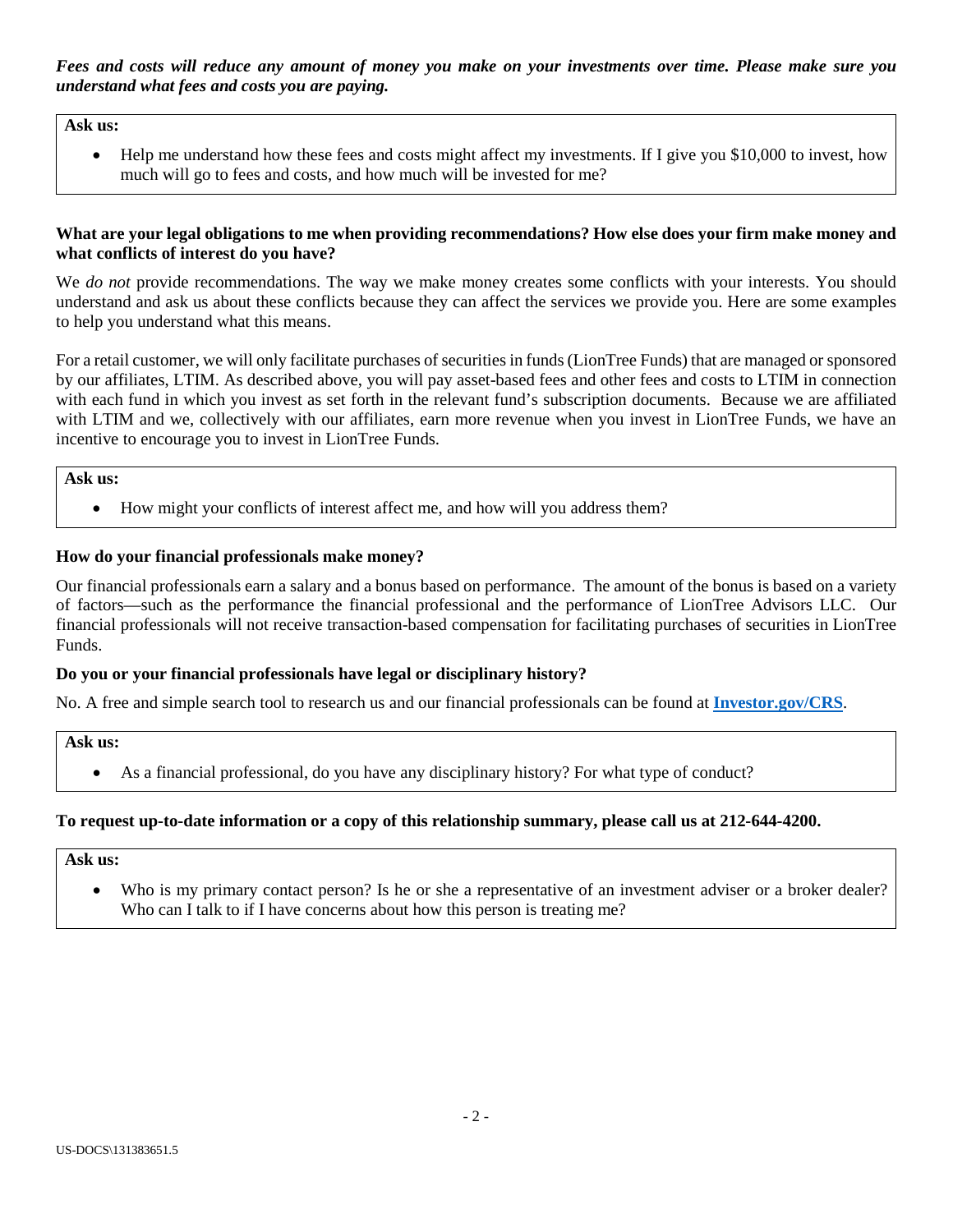***Fees and costs will reduce any amount of money you make on your investments over time. Please make sure you understand what fees and costs you are paying.***

> **Ask us:**
>
> - Help me understand how these fees and costs might affect my investments. If I give you $10,000 to invest, how much will go to fees and costs, and how much will be invested for me?

**What are your legal obligations to me when providing recommendations? How else does your firm make money and what conflicts of interest do you have?**

We *do not* provide recommendations. The way we make money creates some conflicts with your interests. You should understand and ask us about these conflicts because they can affect the services we provide you. Here are some examples to help you understand what this means.

For a retail customer, we will only facilitate purchases of securities in funds (LionTree Funds) that are managed or sponsored by our affiliates, LTIM. As described above, you will pay asset-based fees and other fees and costs to LTIM in connection with each fund in which you invest as set forth in the relevant fund's subscription documents. Because we are affiliated with LTIM and we, collectively with our affiliates, earn more revenue when you invest in LionTree Funds, we have an incentive to encourage you to invest in LionTree Funds.

> **Ask us:**
>
> - How might your conflicts of interest affect me, and how will you address them?

**How do your financial professionals make money?**

Our financial professionals earn a salary and a bonus based on performance. The amount of the bonus is based on a variety of factors—such as the performance the financial professional and the performance of LionTree Advisors LLC. Our financial professionals will not receive transaction-based compensation for facilitating purchases of securities in LionTree Funds.

**Do you or your financial professionals have legal or disciplinary history?**

No. A free and simple search tool to research us and our financial professionals can be found at **Investor.gov/CRS**.

> **Ask us:**
>
> - As a financial professional, do you have any disciplinary history? For what type of conduct?

**To request up-to-date information or a copy of this relationship summary, please call us at 212-644-4200.**

> **Ask us:**
>
> - Who is my primary contact person? Is he or she a representative of an investment adviser or a broker dealer? Who can I talk to if I have concerns about how this person is treating me?

US-DOCS\131383651.5